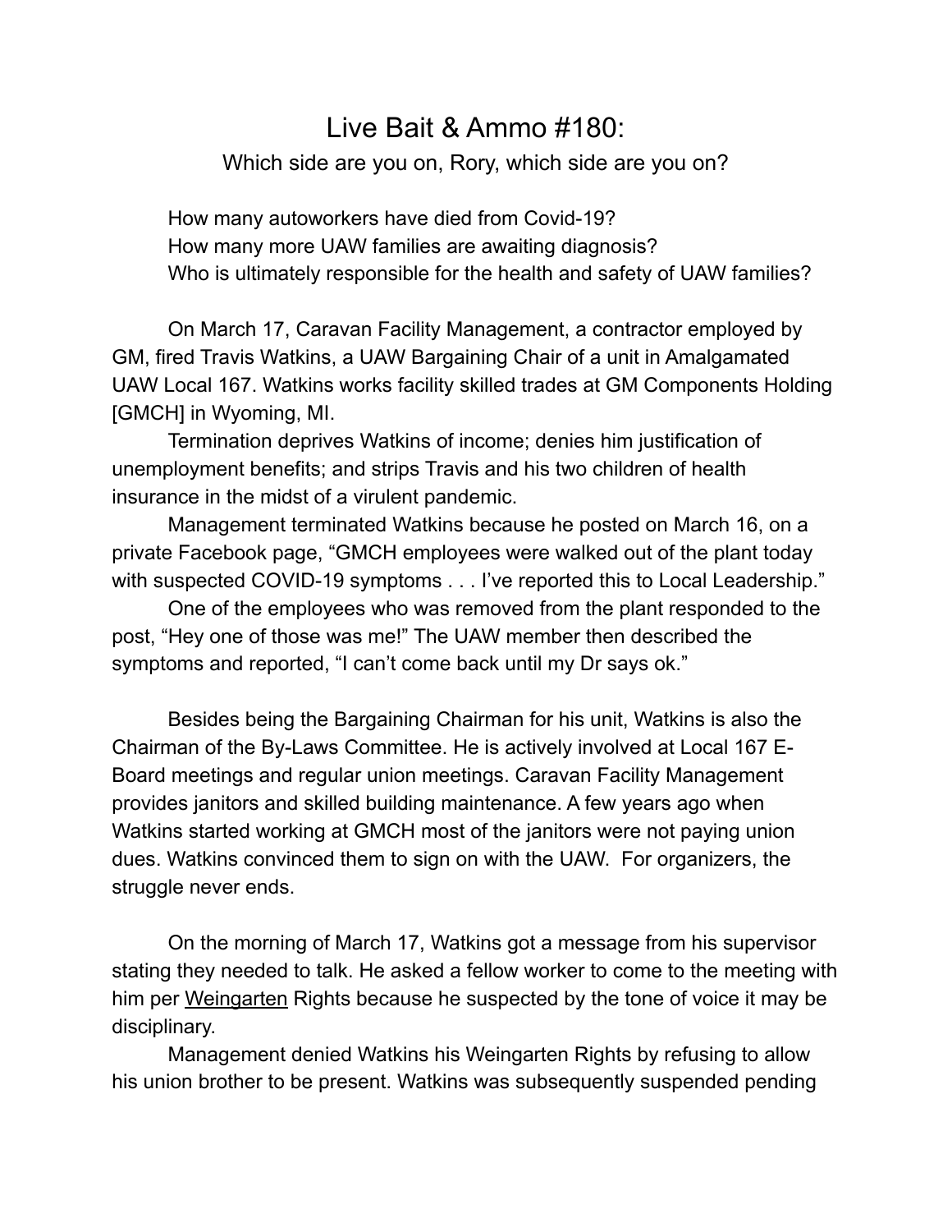# Live Bait & Ammo #180:

Which side are you on, Rory, which side are you on?

How many autoworkers have died from Covid-19?
How many more UAW families are awaiting diagnosis?
Who is ultimately responsible for the health and safety of UAW families?

On March 17, Caravan Facility Management, a contractor employed by GM, fired Travis Watkins, a UAW Bargaining Chair of a unit in Amalgamated UAW Local 167. Watkins works facility skilled trades at GM Components Holding [GMCH] in Wyoming, MI.

Termination deprives Watkins of income; denies him justification of unemployment benefits; and strips Travis and his two children of health insurance in the midst of a virulent pandemic.

Management terminated Watkins because he posted on March 16, on a private Facebook page, "GMCH employees were walked out of the plant today with suspected COVID-19 symptoms . . . I've reported this to Local Leadership."

One of the employees who was removed from the plant responded to the post, "Hey one of those was me!" The UAW member then described the symptoms and reported, "I can't come back until my Dr says ok."

Besides being the Bargaining Chairman for his unit, Watkins is also the Chairman of the By-Laws Committee. He is actively involved at Local 167 E-Board meetings and regular union meetings. Caravan Facility Management provides janitors and skilled building maintenance. A few years ago when Watkins started working at GMCH most of the janitors were not paying union dues. Watkins convinced them to sign on with the UAW. For organizers, the struggle never ends.

On the morning of March 17, Watkins got a message from his supervisor stating they needed to talk. He asked a fellow worker to come to the meeting with him per Weingarten Rights because he suspected by the tone of voice it may be disciplinary.

Management denied Watkins his Weingarten Rights by refusing to allow his union brother to be present. Watkins was subsequently suspended pending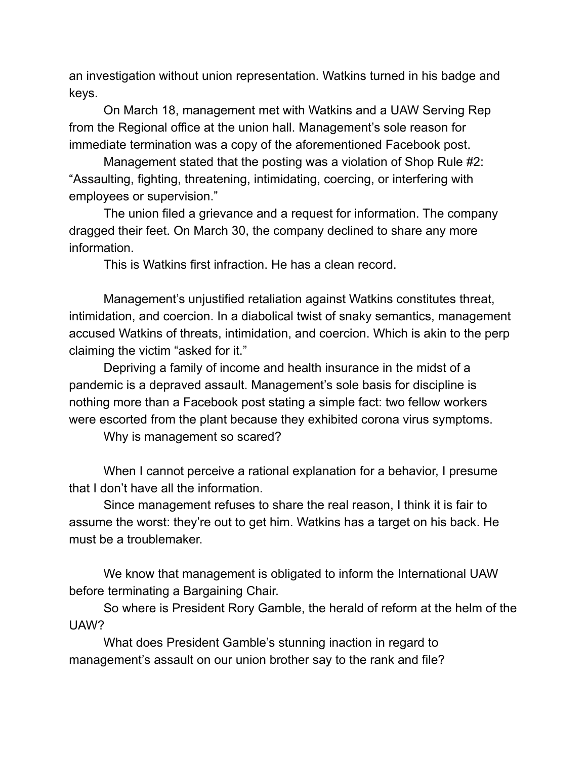an investigation without union representation. Watkins turned in his badge and keys.

On March 18, management met with Watkins and a UAW Serving Rep from the Regional office at the union hall. Management's sole reason for immediate termination was a copy of the aforementioned Facebook post.

Management stated that the posting was a violation of Shop Rule #2: "Assaulting, fighting, threatening, intimidating, coercing, or interfering with employees or supervision."

The union filed a grievance and a request for information. The company dragged their feet. On March 30, the company declined to share any more information.

This is Watkins first infraction. He has a clean record.

Management's unjustified retaliation against Watkins constitutes threat, intimidation, and coercion. In a diabolical twist of snaky semantics, management accused Watkins of threats, intimidation, and coercion. Which is akin to the perp claiming the victim "asked for it."

Depriving a family of income and health insurance in the midst of a pandemic is a depraved assault. Management's sole basis for discipline is nothing more than a Facebook post stating a simple fact: two fellow workers were escorted from the plant because they exhibited corona virus symptoms.

Why is management so scared?

When I cannot perceive a rational explanation for a behavior, I presume that I don't have all the information.

Since management refuses to share the real reason, I think it is fair to assume the worst: they're out to get him. Watkins has a target on his back. He must be a troublemaker.

We know that management is obligated to inform the International UAW before terminating a Bargaining Chair.

So where is President Rory Gamble, the herald of reform at the helm of the UAW?

What does President Gamble's stunning inaction in regard to management's assault on our union brother say to the rank and file?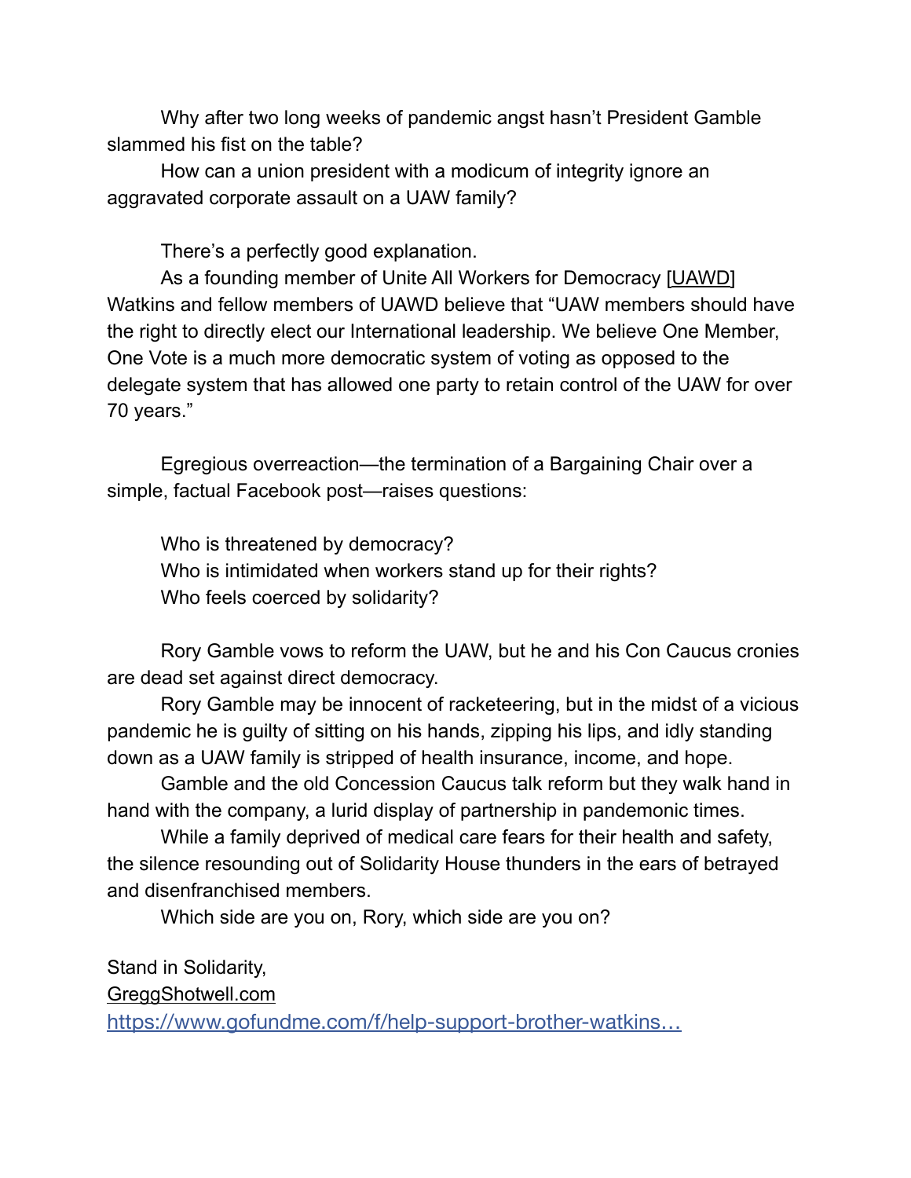Why after two long weeks of pandemic angst hasn't President Gamble slammed his fist on the table?

How can a union president with a modicum of integrity ignore an aggravated corporate assault on a UAW family?

There's a perfectly good explanation.

As a founding member of Unite All Workers for Democracy [UAWD] Watkins and fellow members of UAWD believe that "UAW members should have the right to directly elect our International leadership. We believe One Member, One Vote is a much more democratic system of voting as opposed to the delegate system that has allowed one party to retain control of the UAW for over 70 years."

Egregious overreaction—the termination of a Bargaining Chair over a simple, factual Facebook post—raises questions:

Who is threatened by democracy?
Who is intimidated when workers stand up for their rights?
Who feels coerced by solidarity?

Rory Gamble vows to reform the UAW, but he and his Con Caucus cronies are dead set against direct democracy.

Rory Gamble may be innocent of racketeering, but in the midst of a vicious pandemic he is guilty of sitting on his hands, zipping his lips, and idly standing down as a UAW family is stripped of health insurance, income, and hope.

Gamble and the old Concession Caucus talk reform but they walk hand in hand with the company, a lurid display of partnership in pandemonic times.

While a family deprived of medical care fears for their health and safety, the silence resounding out of Solidarity House thunders in the ears of betrayed and disenfranchised members.

Which side are you on, Rory, which side are you on?

Stand in Solidarity,
GreggShotwell.com
https://www.gofundme.com/f/help-support-brother-watkins…